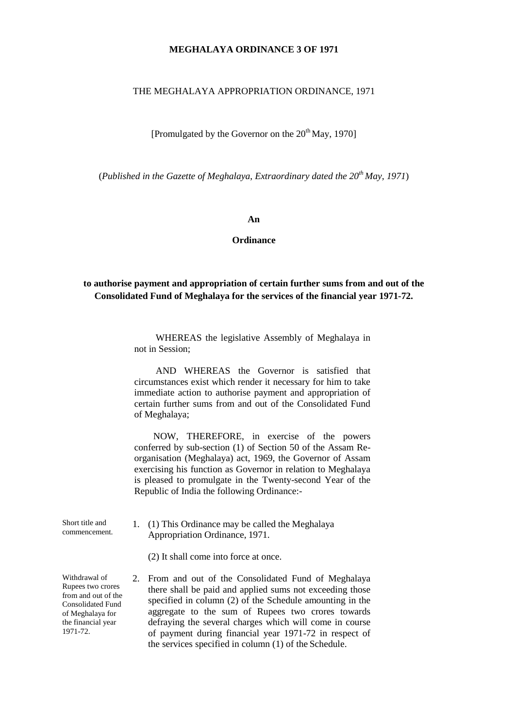# MEGHALAYA ORDINANCE 3 OF 1971

THE MEGHALAYA APPROPRIATION ORDINANCE, 1971

[Promulgated by the Governor on the 20th May, 1970]

(*Published in the Gazette of Meghalaya, Extraordinary dated the 20th May, 1971*)

**An**

**Ordinance**

**to authorise payment and appropriation of certain further sums from and out of the Consolidated Fund of Meghalaya for the services of the financial year 1971-72.**

WHEREAS the legislative Assembly of Meghalaya in not in Session;

AND WHEREAS the Governor is satisfied that circumstances exist which render it necessary for him to take immediate action to authorise payment and appropriation of certain further sums from and out of the Consolidated Fund of Meghalaya;

NOW, THEREFORE, in exercise of the powers conferred by sub-section (1) of Section 50 of the Assam Re-organisation (Meghalaya) act, 1969, the Governor of Assam exercising his function as Governor in relation to Meghalaya is pleased to promulgate in the Twenty-second Year of the Republic of India the following Ordinance:-

Short title and commencement.

1. (1) This Ordinance may be called the Meghalaya Appropriation Ordinance, 1971.

   (2) It shall come into force at once.

Withdrawal of Rupees two crores from and out of the Consolidated Fund of Meghalaya for the financial year 1971-72.

2. From and out of the Consolidated Fund of Meghalaya there shall be paid and applied sums not exceeding those specified in column (2) of the Schedule amounting in the aggregate to the sum of Rupees two crores towards defraying the several charges which will come in course of payment during financial year 1971-72 in respect of the services specified in column (1) of the Schedule.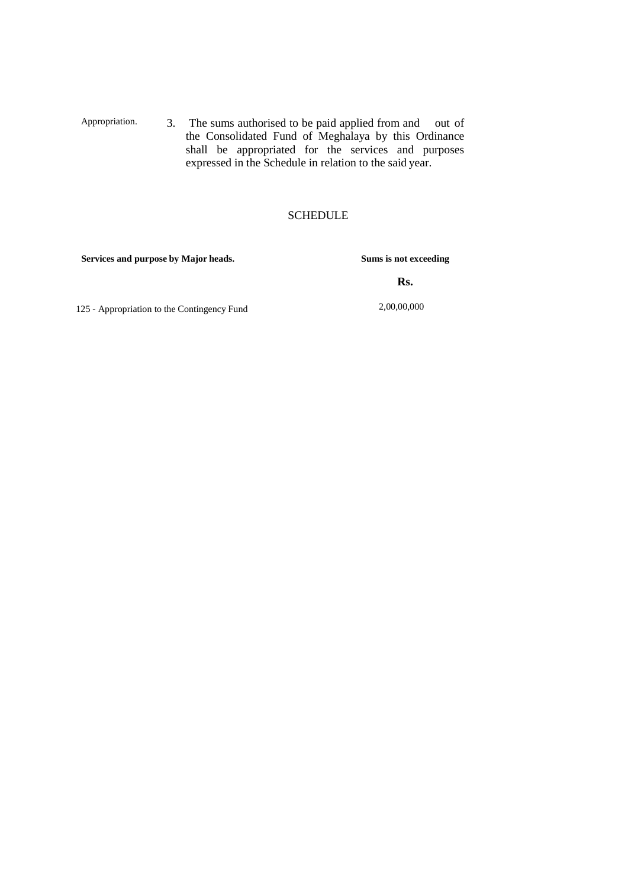Appropriation. 3. The sums authorised to be paid applied from and out of the Consolidated Fund of Meghalaya by this Ordinance shall be appropriated for the services and purposes expressed in the Schedule in relation to the said year.

## SCHEDULE

| **Services and purpose by Major heads.** | **Sums is not exceeding** |
|---|---|
| | **Rs.** |
| 125 - Appropriation to the Contingency Fund | 2,00,00,000 |